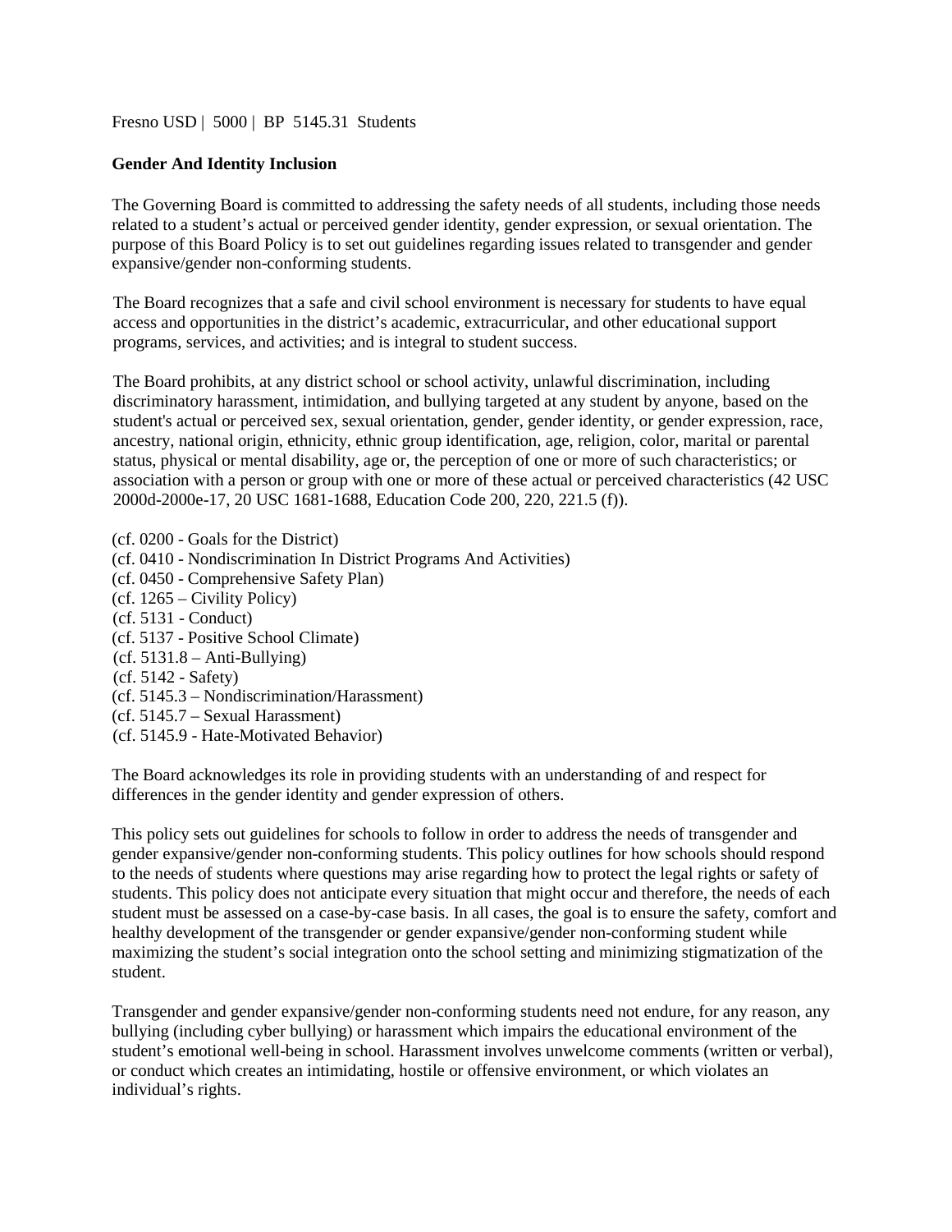Fresno USD | 5000 | BP 5145.31 Students

**Gender And Identity Inclusion**

The Governing Board is committed to addressing the safety needs of all students, including those needs related to a student's actual or perceived gender identity, gender expression, or sexual orientation. The purpose of this Board Policy is to set out guidelines regarding issues related to transgender and gender expansive/gender non-conforming students.

The Board recognizes that a safe and civil school environment is necessary for students to have equal access and opportunities in the district's academic, extracurricular, and other educational support programs, services, and activities; and is integral to student success.

The Board prohibits, at any district school or school activity, unlawful discrimination, including discriminatory harassment, intimidation, and bullying targeted at any student by anyone, based on the student's actual or perceived sex, sexual orientation, gender, gender identity, or gender expression, race, ancestry, national origin, ethnicity, ethnic group identification, age, religion, color, marital or parental status, physical or mental disability, age or, the perception of one or more of such characteristics; or association with a person or group with one or more of these actual or perceived characteristics (42 USC 2000d-2000e-17, 20 USC 1681-1688, Education Code 200, 220, 221.5 (f)).

(cf. 0200 - Goals for the District)
(cf. 0410 - Nondiscrimination In District Programs And Activities)
(cf. 0450 - Comprehensive Safety Plan)
(cf. 1265 – Civility Policy)
(cf. 5131 - Conduct)
(cf. 5137 - Positive School Climate)
(cf. 5131.8 – Anti-Bullying)
(cf. 5142 - Safety)
(cf. 5145.3 – Nondiscrimination/Harassment)
(cf. 5145.7 – Sexual Harassment)
(cf. 5145.9 - Hate-Motivated Behavior)

The Board acknowledges its role in providing students with an understanding of and respect for differences in the gender identity and gender expression of others.

This policy sets out guidelines for schools to follow in order to address the needs of transgender and gender expansive/gender non-conforming students. This policy outlines for how schools should respond to the needs of students where questions may arise regarding how to protect the legal rights or safety of students. This policy does not anticipate every situation that might occur and therefore, the needs of each student must be assessed on a case-by-case basis. In all cases, the goal is to ensure the safety, comfort and healthy development of the transgender or gender expansive/gender non-conforming student while maximizing the student's social integration onto the school setting and minimizing stigmatization of the student.

Transgender and gender expansive/gender non-conforming students need not endure, for any reason, any bullying (including cyber bullying) or harassment which impairs the educational environment of the student's emotional well-being in school. Harassment involves unwelcome comments (written or verbal), or conduct which creates an intimidating, hostile or offensive environment, or which violates an individual's rights.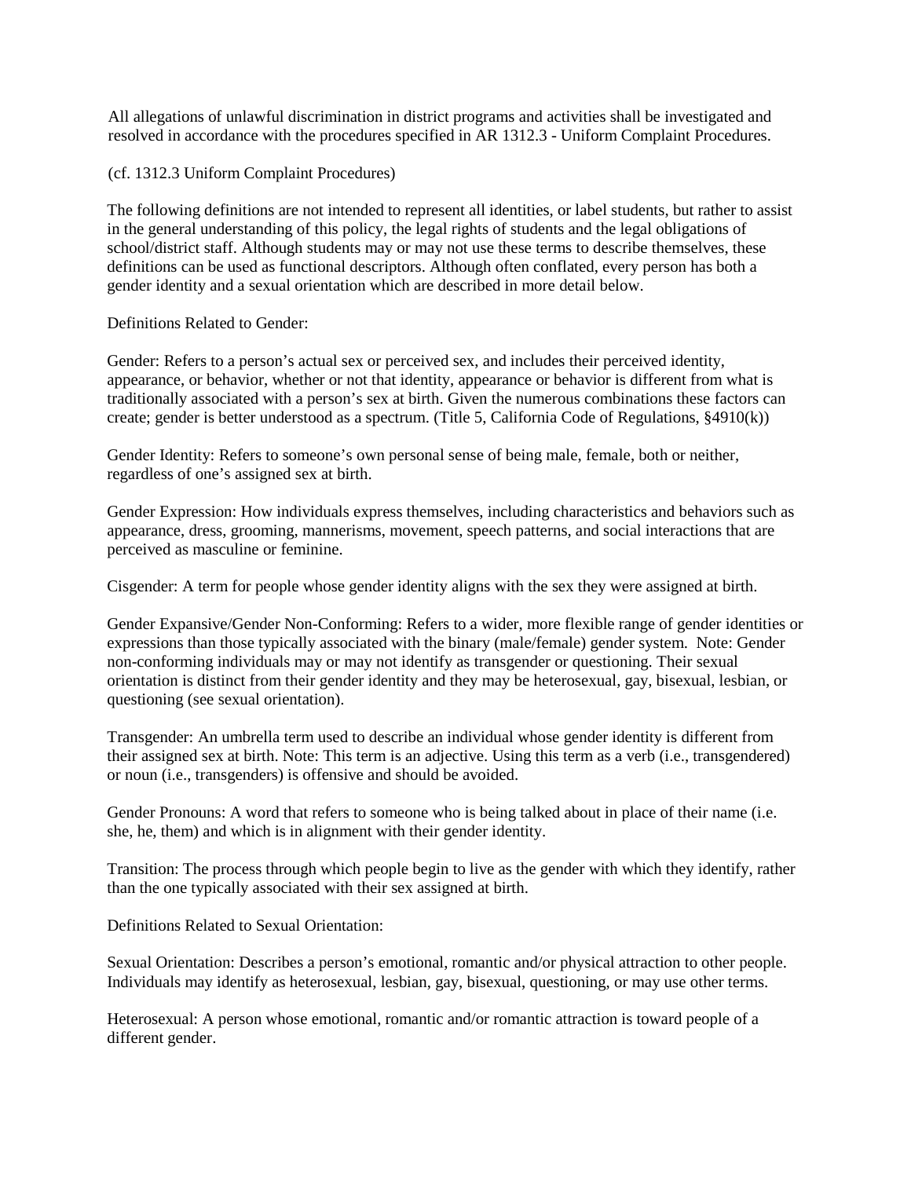All allegations of unlawful discrimination in district programs and activities shall be investigated and resolved in accordance with the procedures specified in AR 1312.3 - Uniform Complaint Procedures.

(cf. 1312.3 Uniform Complaint Procedures)

The following definitions are not intended to represent all identities, or label students, but rather to assist in the general understanding of this policy, the legal rights of students and the legal obligations of school/district staff. Although students may or may not use these terms to describe themselves, these definitions can be used as functional descriptors. Although often conflated, every person has both a gender identity and a sexual orientation which are described in more detail below.

Definitions Related to Gender:

Gender: Refers to a person's actual sex or perceived sex, and includes their perceived identity, appearance, or behavior, whether or not that identity, appearance or behavior is different from what is traditionally associated with a person's sex at birth. Given the numerous combinations these factors can create; gender is better understood as a spectrum. (Title 5, California Code of Regulations, §4910(k))

Gender Identity: Refers to someone's own personal sense of being male, female, both or neither, regardless of one's assigned sex at birth.

Gender Expression: How individuals express themselves, including characteristics and behaviors such as appearance, dress, grooming, mannerisms, movement, speech patterns, and social interactions that are perceived as masculine or feminine.

Cisgender: A term for people whose gender identity aligns with the sex they were assigned at birth.

Gender Expansive/Gender Non-Conforming: Refers to a wider, more flexible range of gender identities or expressions than those typically associated with the binary (male/female) gender system. Note: Gender non-conforming individuals may or may not identify as transgender or questioning. Their sexual orientation is distinct from their gender identity and they may be heterosexual, gay, bisexual, lesbian, or questioning (see sexual orientation).

Transgender: An umbrella term used to describe an individual whose gender identity is different from their assigned sex at birth. Note: This term is an adjective. Using this term as a verb (i.e., transgendered) or noun (i.e., transgenders) is offensive and should be avoided.

Gender Pronouns: A word that refers to someone who is being talked about in place of their name (i.e. she, he, them) and which is in alignment with their gender identity.

Transition: The process through which people begin to live as the gender with which they identify, rather than the one typically associated with their sex assigned at birth.

Definitions Related to Sexual Orientation:

Sexual Orientation: Describes a person's emotional, romantic and/or physical attraction to other people. Individuals may identify as heterosexual, lesbian, gay, bisexual, questioning, or may use other terms.

Heterosexual: A person whose emotional, romantic and/or romantic attraction is toward people of a different gender.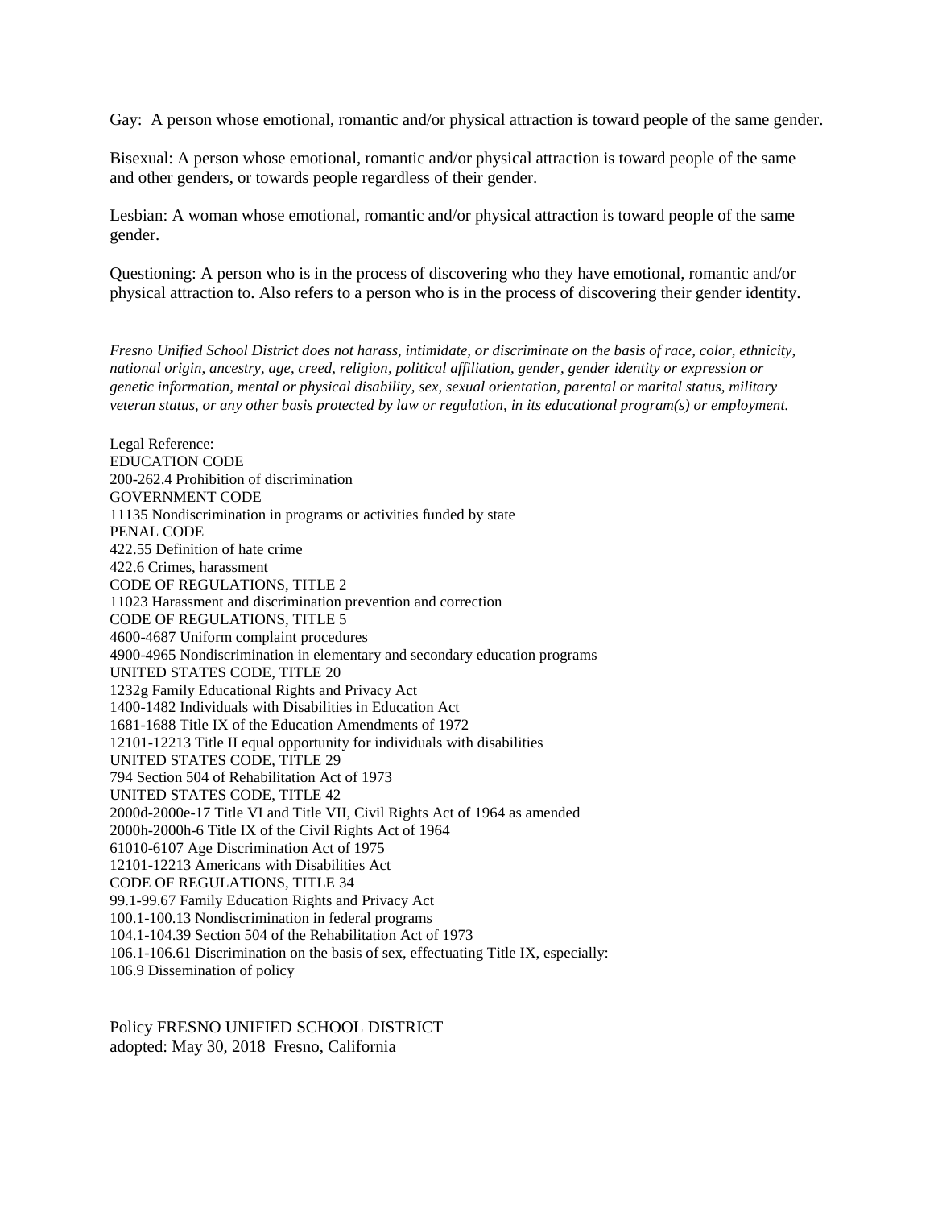Gay: A person whose emotional, romantic and/or physical attraction is toward people of the same gender.

Bisexual: A person whose emotional, romantic and/or physical attraction is toward people of the same and other genders, or towards people regardless of their gender.

Lesbian: A woman whose emotional, romantic and/or physical attraction is toward people of the same gender.

Questioning: A person who is in the process of discovering who they have emotional, romantic and/or physical attraction to. Also refers to a person who is in the process of discovering their gender identity.

*Fresno Unified School District does not harass, intimidate, or discriminate on the basis of race, color, ethnicity, national origin, ancestry, age, creed, religion, political affiliation, gender, gender identity or expression or genetic information, mental or physical disability, sex, sexual orientation, parental or marital status, military veteran status, or any other basis protected by law or regulation, in its educational program(s) or employment.*

Legal Reference:
EDUCATION CODE
200-262.4 Prohibition of discrimination
GOVERNMENT CODE
11135 Nondiscrimination in programs or activities funded by state
PENAL CODE
422.55 Definition of hate crime
422.6 Crimes, harassment
CODE OF REGULATIONS, TITLE 2
11023 Harassment and discrimination prevention and correction
CODE OF REGULATIONS, TITLE 5
4600-4687 Uniform complaint procedures
4900-4965 Nondiscrimination in elementary and secondary education programs
UNITED STATES CODE, TITLE 20
1232g Family Educational Rights and Privacy Act
1400-1482 Individuals with Disabilities in Education Act
1681-1688 Title IX of the Education Amendments of 1972
12101-12213 Title II equal opportunity for individuals with disabilities
UNITED STATES CODE, TITLE 29
794 Section 504 of Rehabilitation Act of 1973
UNITED STATES CODE, TITLE 42
2000d-2000e-17 Title VI and Title VII, Civil Rights Act of 1964 as amended
2000h-2000h-6 Title IX of the Civil Rights Act of 1964
61010-6107 Age Discrimination Act of 1975
12101-12213 Americans with Disabilities Act
CODE OF REGULATIONS, TITLE 34
99.1-99.67 Family Education Rights and Privacy Act
100.1-100.13 Nondiscrimination in federal programs
104.1-104.39 Section 504 of the Rehabilitation Act of 1973
106.1-106.61 Discrimination on the basis of sex, effectuating Title IX, especially:
106.9 Dissemination of policy

Policy FRESNO UNIFIED SCHOOL DISTRICT
adopted: May 30, 2018 Fresno, California